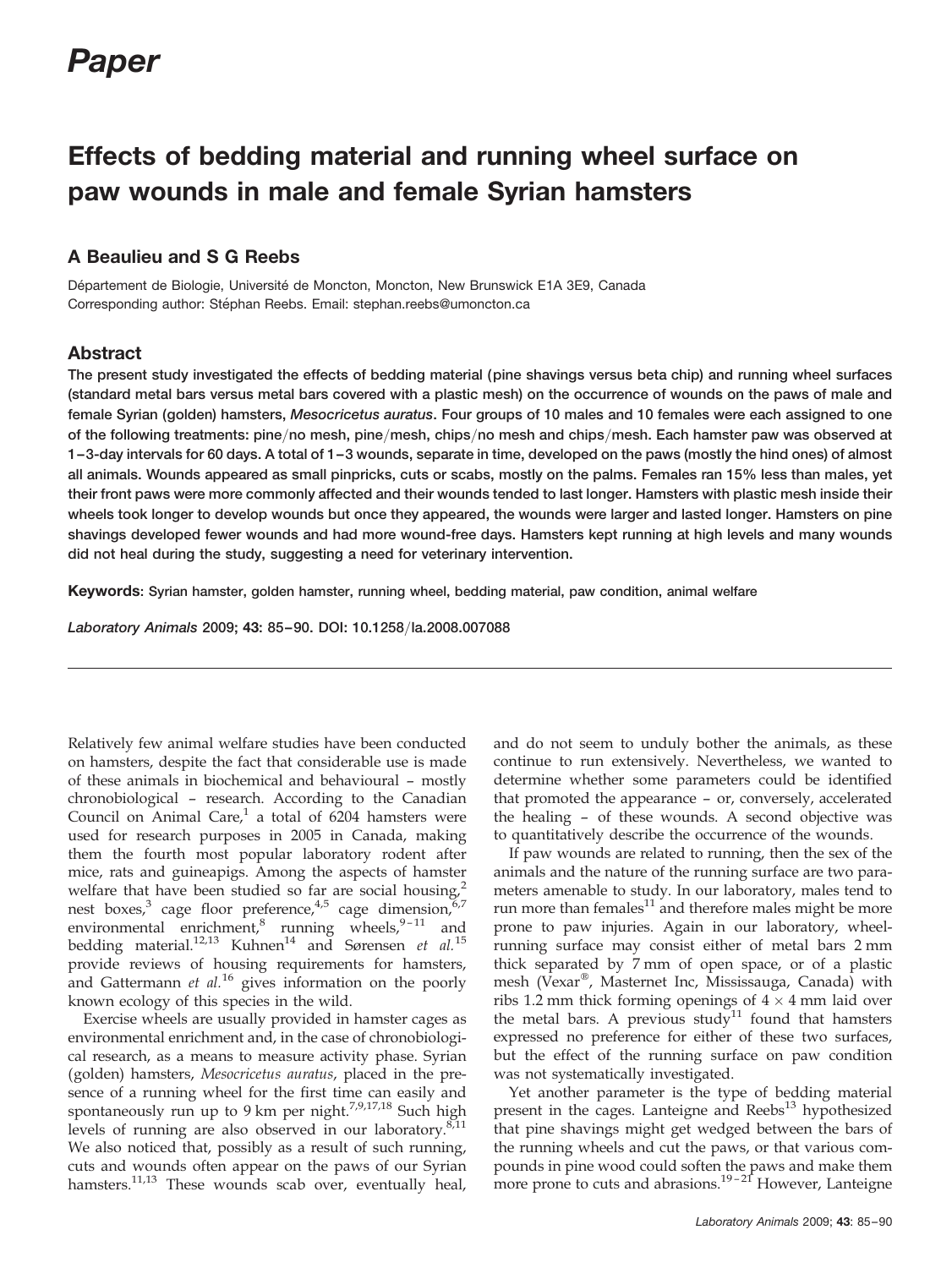# Paper

# Effects of bedding material and running wheel surface on paw wounds in male and female Syrian hamsters

## A Beaulieu and S G Reebs

Département de Biologie, Université de Moncton, Moncton, New Brunswick E1A 3E9, Canada
Corresponding author: Stéphan Reebs. Email: stephan.reebs@umoncton.ca

## Abstract

**The present study investigated the effects of bedding material (pine shavings versus beta chip) and running wheel surfaces (standard metal bars versus metal bars covered with a plastic mesh) on the occurrence of wounds on the paws of male and female Syrian (golden) hamsters, *Mesocricetus auratus*. Four groups of 10 males and 10 females were each assigned to one of the following treatments: pine/no mesh, pine/mesh, chips/no mesh and chips/mesh. Each hamster paw was observed at 1–3-day intervals for 60 days. A total of 1–3 wounds, separate in time, developed on the paws (mostly the hind ones) of almost all animals. Wounds appeared as small pinpricks, cuts or scabs, mostly on the palms. Females ran 15% less than males, yet their front paws were more commonly affected and their wounds tended to last longer. Hamsters with plastic mesh inside their wheels took longer to develop wounds but once they appeared, the wounds were larger and lasted longer. Hamsters on pine shavings developed fewer wounds and had more wound-free days. Hamsters kept running at high levels and many wounds did not heal during the study, suggesting a need for veterinary intervention.**

**Keywords**: Syrian hamster, golden hamster, running wheel, bedding material, paw condition, animal welfare

*Laboratory Animals* 2009; **43**: 85–90. DOI: 10.1258/la.2008.007088

---

Relatively few animal welfare studies have been conducted on hamsters, despite the fact that considerable use is made of these animals in biochemical and behavioural – mostly chronobiological – research. According to the Canadian Council on Animal Care,[1] a total of 6204 hamsters were used for research purposes in 2005 in Canada, making them the fourth most popular laboratory rodent after mice, rats and guineapigs. Among the aspects of hamster welfare that have been studied so far are social housing,[2] nest boxes,[3] cage floor preference,[4,5] cage dimension,[6,7] environmental enrichment,[8] running wheels,[9–11] and bedding material.[12,13] Kuhnen[14] and Sørensen *et al.*[15] provide reviews of housing requirements for hamsters, and Gattermann *et al.*[16] gives information on the poorly known ecology of this species in the wild.

Exercise wheels are usually provided in hamster cages as environmental enrichment and, in the case of chronobiological research, as a means to measure activity phase. Syrian (golden) hamsters, *Mesocricetus auratus*, placed in the presence of a running wheel for the first time can easily and spontaneously run up to 9 km per night.[7,9,17,18] Such high levels of running are also observed in our laboratory.[8,11] We also noticed that, possibly as a result of such running, cuts and wounds often appear on the paws of our Syrian hamsters.[11,13] These wounds scab over, eventually heal, and do not seem to unduly bother the animals, as these continue to run extensively. Nevertheless, we wanted to determine whether some parameters could be identified that promoted the appearance – or, conversely, accelerated the healing – of these wounds. A second objective was to quantitatively describe the occurrence of the wounds.

If paw wounds are related to running, then the sex of the animals and the nature of the running surface are two parameters amenable to study. In our laboratory, males tend to run more than females[11] and therefore males might be more prone to paw injuries. Again in our laboratory, wheel-running surface may consist either of metal bars 2 mm thick separated by 7 mm of open space, or of a plastic mesh (Vexar®, Masternet Inc, Mississauga, Canada) with ribs 1.2 mm thick forming openings of $4 \times 4$ mm laid over the metal bars. A previous study[11] found that hamsters expressed no preference for either of these two surfaces, but the effect of the running surface on paw condition was not systematically investigated.

Yet another parameter is the type of bedding material present in the cages. Lanteigne and Reebs[13] hypothesized that pine shavings might get wedged between the bars of the running wheels and cut the paws, or that various compounds in pine wood could soften the paws and make them more prone to cuts and abrasions.[19–21] However, Lanteigne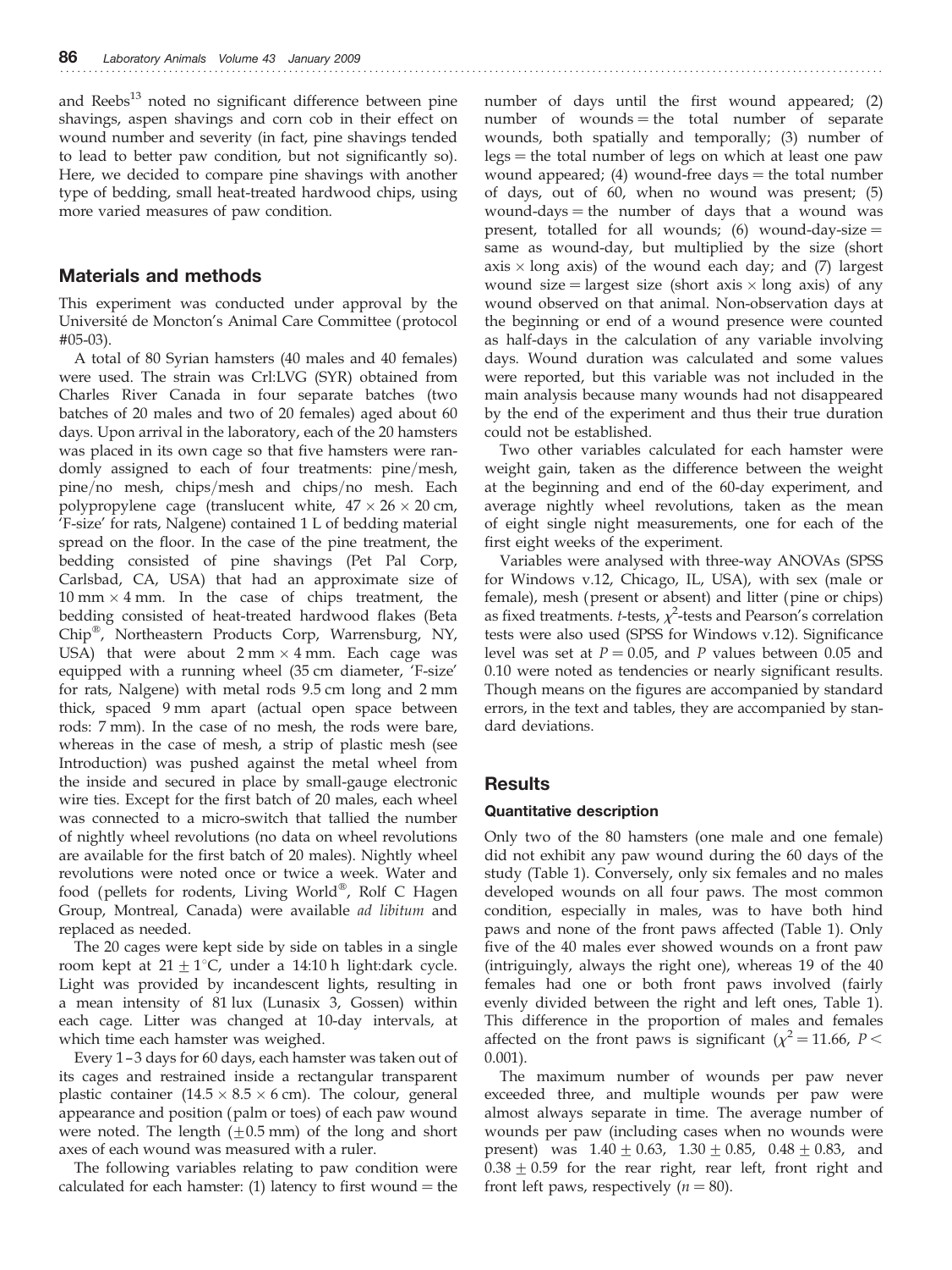and Reebs[13] noted no significant difference between pine shavings, aspen shavings and corn cob in their effect on wound number and severity (in fact, pine shavings tended to lead to better paw condition, but not significantly so). Here, we decided to compare pine shavings with another type of bedding, small heat-treated hardwood chips, using more varied measures of paw condition.

## Materials and methods

This experiment was conducted under approval by the Université de Moncton's Animal Care Committee (protocol #05-03).

A total of 80 Syrian hamsters (40 males and 40 females) were used. The strain was Crl:LVG (SYR) obtained from Charles River Canada in four separate batches (two batches of 20 males and two of 20 females) aged about 60 days. Upon arrival in the laboratory, each of the 20 hamsters was placed in its own cage so that five hamsters were randomly assigned to each of four treatments: pine/mesh, pine/no mesh, chips/mesh and chips/no mesh. Each polypropylene cage (translucent white, $47 \times 26 \times 20$ cm, 'F-size' for rats, Nalgene) contained 1 L of bedding material spread on the floor. In the case of the pine treatment, the bedding consisted of pine shavings (Pet Pal Corp, Carlsbad, CA, USA) that had an approximate size of $10\,\text{mm} \times 4\,\text{mm}$. In the case of chips treatment, the bedding consisted of heat-treated hardwood flakes (Beta Chip®, Northeastern Products Corp, Warrensburg, NY, USA) that were about $2\,\text{mm} \times 4\,\text{mm}$. Each cage was equipped with a running wheel (35 cm diameter, 'F-size' for rats, Nalgene) with metal rods 9.5 cm long and 2 mm thick, spaced 9 mm apart (actual open space between rods: 7 mm). In the case of no mesh, the rods were bare, whereas in the case of mesh, a strip of plastic mesh (see Introduction) was pushed against the metal wheel from the inside and secured in place by small-gauge electronic wire ties. Except for the first batch of 20 males, each wheel was connected to a micro-switch that tallied the number of nightly wheel revolutions (no data on wheel revolutions are available for the first batch of 20 males). Nightly wheel revolutions were noted once or twice a week. Water and food (pellets for rodents, Living World®, Rolf C Hagen Group, Montreal, Canada) were available *ad libitum* and replaced as needed.

The 20 cages were kept side by side on tables in a single room kept at $21 \pm 1^{\circ}$C, under a 14:10 h light:dark cycle. Light was provided by incandescent lights, resulting in a mean intensity of 81 lux (Lunasix 3, Gossen) within each cage. Litter was changed at 10-day intervals, at which time each hamster was weighed.

Every 1–3 days for 60 days, each hamster was taken out of its cages and restrained inside a rectangular transparent plastic container ($14.5 \times 8.5 \times 6$ cm). The colour, general appearance and position (palm or toes) of each paw wound were noted. The length ($\pm 0.5$ mm) of the long and short axes of each wound was measured with a ruler.

The following variables relating to paw condition were calculated for each hamster: (1) latency to first wound = the number of days until the first wound appeared; (2) number of wounds = the total number of separate wounds, both spatially and temporally; (3) number of legs = the total number of legs on which at least one paw wound appeared; (4) wound-free days = the total number of days, out of 60, when no wound was present; (5) wound-days = the number of days that a wound was present, totalled for all wounds; (6) wound-day-size = same as wound-day, but multiplied by the size (short axis × long axis) of the wound each day; and (7) largest wound size = largest size (short axis × long axis) of any wound observed on that animal. Non-observation days at the beginning or end of a wound presence were counted as half-days in the calculation of any variable involving days. Wound duration was calculated and some values were reported, but this variable was not included in the main analysis because many wounds had not disappeared by the end of the experiment and thus their true duration could not be established.

Two other variables calculated for each hamster were weight gain, taken as the difference between the weight at the beginning and end of the 60-day experiment, and average nightly wheel revolutions, taken as the mean of eight single night measurements, one for each of the first eight weeks of the experiment.

Variables were analysed with three-way ANOVAs (SPSS for Windows v.12, Chicago, IL, USA), with sex (male or female), mesh (present or absent) and litter (pine or chips) as fixed treatments. *t*-tests, $\chi^2$-tests and Pearson's correlation tests were also used (SPSS for Windows v.12). Significance level was set at $P = 0.05$, and $P$ values between 0.05 and 0.10 were noted as tendencies or nearly significant results. Though means on the figures are accompanied by standard errors, in the text and tables, they are accompanied by standard deviations.

## Results

### Quantitative description

Only two of the 80 hamsters (one male and one female) did not exhibit any paw wound during the 60 days of the study (Table 1). Conversely, only six females and no males developed wounds on all four paws. The most common condition, especially in males, was to have both hind paws and none of the front paws affected (Table 1). Only five of the 40 males ever showed wounds on a front paw (intriguingly, always the right one), whereas 19 of the 40 females had one or both front paws involved (fairly evenly divided between the right and left ones, Table 1). This difference in the proportion of males and females affected on the front paws is significant ($\chi^2 = 11.66$, $P < 0.001$).

The maximum number of wounds per paw never exceeded three, and multiple wounds per paw were almost always separate in time. The average number of wounds per paw (including cases when no wounds were present) was $1.40 \pm 0.63$, $1.30 \pm 0.85$, $0.48 \pm 0.83$, and $0.38 \pm 0.59$ for the rear right, rear left, front right and front left paws, respectively ($n = 80$).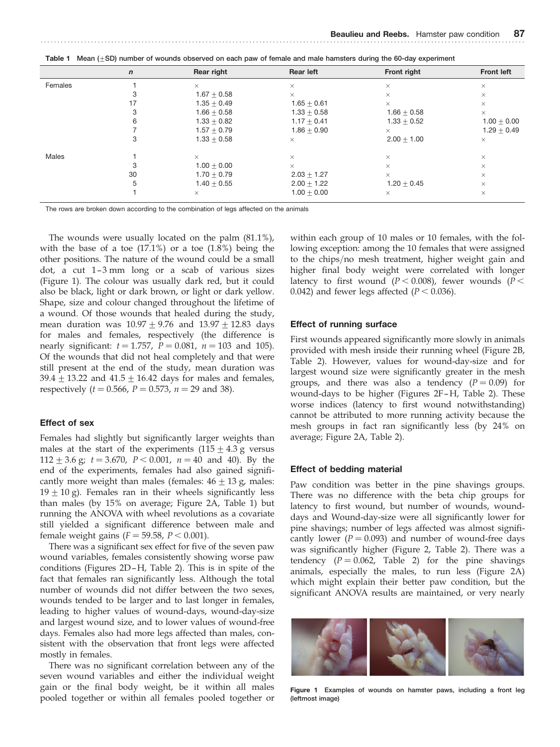**Table 1** Mean (±SD) number of wounds observed on each paw of female and male hamsters during the 60-day experiment

| | *n* | Rear right | Rear left | Front right | Front left |
|---|---|---|---|---|---|
| Females | 1 | × | × | × | × |
| | 3 | 1.67 ± 0.58 | × | × | × |
| | 17 | 1.35 ± 0.49 | 1.65 ± 0.61 | × | × |
| | 3 | 1.66 ± 0.58 | 1.33 ± 0.58 | 1.66 ± 0.58 | × |
| | 6 | 1.33 ± 0.82 | 1.17 ± 0.41 | 1.33 ± 0.52 | 1.00 ± 0.00 |
| | 7 | 1.57 ± 0.79 | 1.86 ± 0.90 | × | 1.29 ± 0.49 |
| | 3 | 1.33 ± 0.58 | × | 2.00 ± 1.00 | × |
| Males | 1 | × | × | × | × |
| | 3 | 1.00 ± 0.00 | × | × | × |
| | 30 | 1.70 ± 0.79 | 2.03 ± 1.27 | × | × |
| | 5 | 1.40 ± 0.55 | 2.00 ± 1.22 | 1.20 ± 0.45 | × |
| | 1 | × | 1.00 ± 0.00 | × | × |

The rows are broken down according to the combination of legs affected on the animals

The wounds were usually located on the palm (81.1%), with the base of a toe (17.1%) or a toe (1.8%) being the other positions. The nature of the wound could be a small dot, a cut 1–3 mm long or a scab of various sizes (Figure 1). The colour was usually dark red, but it could also be black, light or dark brown, or light or dark yellow. Shape, size and colour changed throughout the lifetime of a wound. Of those wounds that healed during the study, mean duration was 10.97 ± 9.76 and 13.97 ± 12.83 days for males and females, respectively (the difference is nearly significant: $t = 1.757$, $P = 0.081$, $n = 103$ and 105). Of the wounds that did not heal completely and that were still present at the end of the study, mean duration was 39.4 ± 13.22 and 41.5 ± 16.42 days for males and females, respectively ($t = 0.566$, $P = 0.573$, $n = 29$ and 38).

### Effect of sex

Females had slightly but significantly larger weights than males at the start of the experiments (115 ± 4.3 g versus 112 ± 3.6 g; $t = 3.670$, $P < 0.001$, $n = 40$ and 40). By the end of the experiments, females had also gained significantly more weight than males (females: 46 ± 13 g, males: 19 ± 10 g). Females ran in their wheels significantly less than males (by 15% on average; Figure 2A, Table 1) but running the ANOVA with wheel revolutions as a covariate still yielded a significant difference between male and female weight gains ($F = 59.58$, $P < 0.001$).

There was a significant sex effect for five of the seven paw wound variables, females consistently showing worse paw conditions (Figures 2D–H, Table 2). This is in spite of the fact that females ran significantly less. Although the total number of wounds did not differ between the two sexes, wounds tended to be larger and to last longer in females, leading to higher values of wound-days, wound-day-size and largest wound size, and to lower values of wound-free days. Females also had more legs affected than males, consistent with the observation that front legs were affected mostly in females.

There was no significant correlation between any of the seven wound variables and either the individual weight gain or the final body weight, be it within all males pooled together or within all females pooled together or within each group of 10 males or 10 females, with the following exception: among the 10 females that were assigned to the chips/no mesh treatment, higher weight gain and higher final body weight were correlated with longer latency to first wound ($P < 0.008$), fewer wounds ($P < 0.042$) and fewer legs affected ($P < 0.036$).

### Effect of running surface

First wounds appeared significantly more slowly in animals provided with mesh inside their running wheel (Figure 2B, Table 2). However, values for wound-day-size and for largest wound size were significantly greater in the mesh groups, and there was also a tendency ($P = 0.09$) for wound-days to be higher (Figures 2F–H, Table 2). These worse indices (latency to first wound notwithstanding) cannot be attributed to more running activity because the mesh groups in fact ran significantly less (by 24% on average; Figure 2A, Table 2).

### Effect of bedding material

Paw condition was better in the pine shavings groups. There was no difference with the beta chip groups for latency to first wound, but number of wounds, wound-days and Wound-day-size were all significantly lower for pine shavings; number of legs affected was almost significantly lower ($P = 0.093$) and number of wound-free days was significantly higher (Figure 2, Table 2). There was a tendency ($P = 0.062$, Table 2) for the pine shavings animals, especially the males, to run less (Figure 2A) which might explain their better paw condition, but the significant ANOVA results are maintained, or very nearly

**Figure 1** Examples of wounds on hamster paws, including a front leg (leftmost image)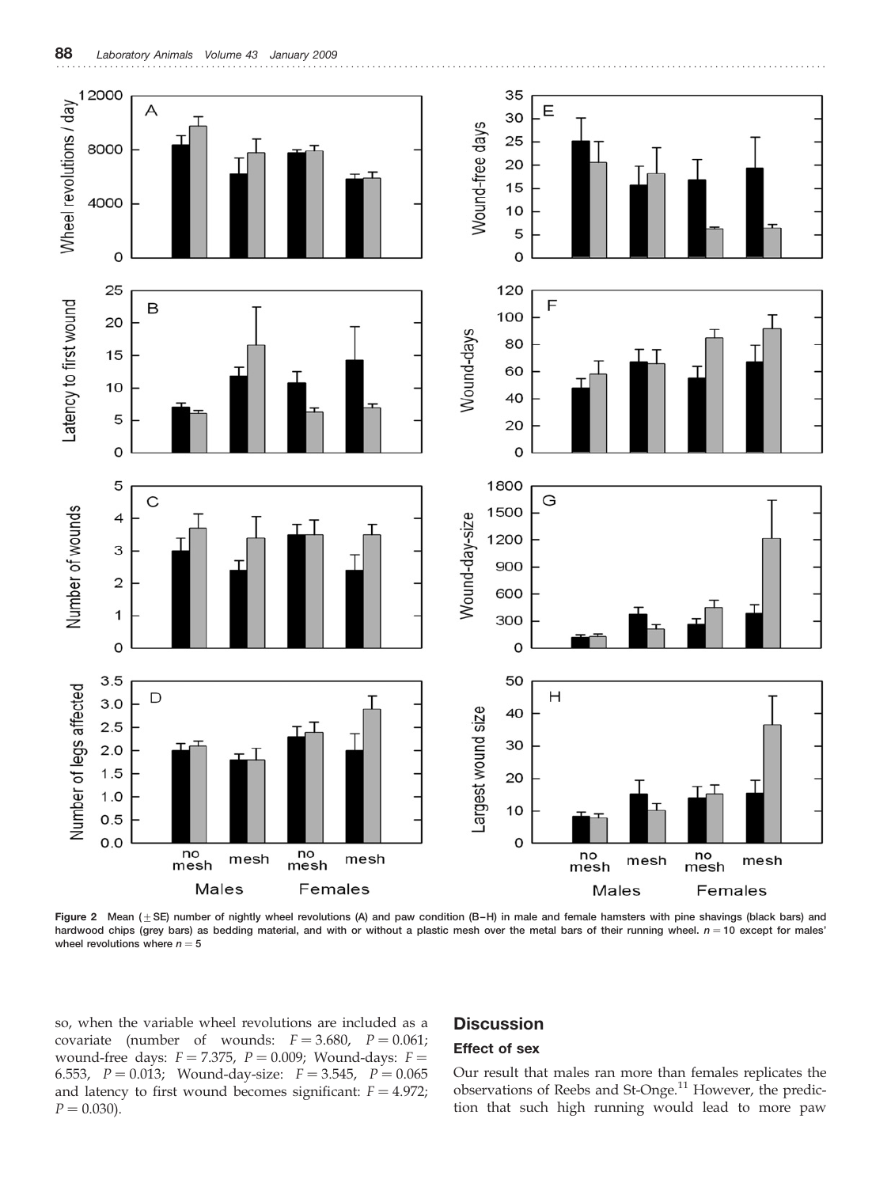Figure 2 Mean (±SE) number of nightly wheel revolutions (A) and paw condition (B–H) in male and female hamsters with pine shavings (black bars) and hardwood chips (grey bars) as bedding material, and with or without a plastic mesh over the metal bars of their running wheel. $n = 10$ except for males' wheel revolutions where $n = 5$

so, when the variable wheel revolutions are included as a covariate (number of wounds: $F = 3.680$, $P = 0.061$; wound-free days: $F = 7.375$, $P = 0.009$; Wound-days: $F = 6.553$, $P = 0.013$; Wound-day-size: $F = 3.545$, $P = 0.065$ and latency to first wound becomes significant: $F = 4.972$; $P = 0.030$).

## Discussion

### Effect of sex

Our result that males ran more than females replicates the observations of Reebs and St-Onge.[11] However, the prediction that such high running would lead to more paw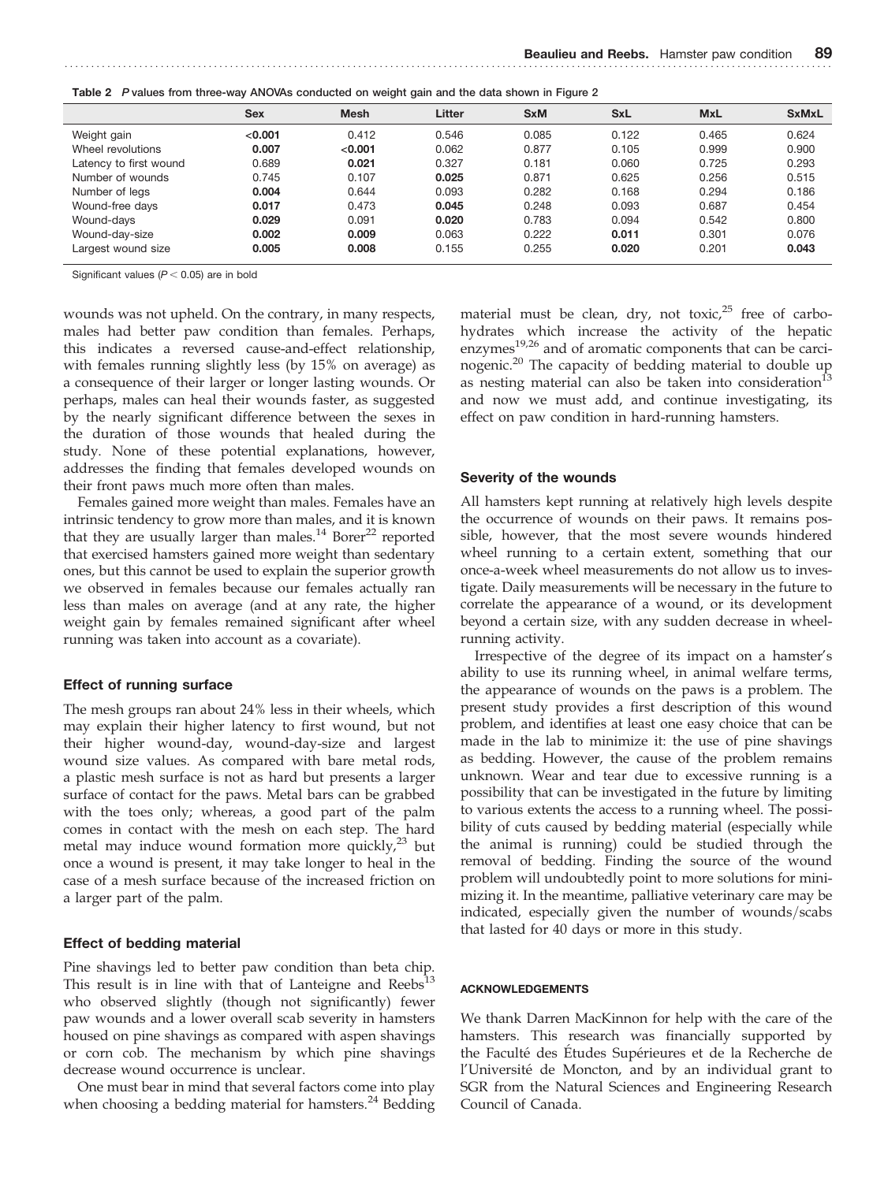**Table 2** *P* values from three-way ANOVAs conducted on weight gain and the data shown in Figure 2

| | Sex | Mesh | Litter | SxM | SxL | MxL | SxMxL |
|---|---|---|---|---|---|---|---|
| Weight gain | **<0.001** | 0.412 | 0.546 | 0.085 | 0.122 | 0.465 | 0.624 |
| Wheel revolutions | **0.007** | **<0.001** | 0.062 | 0.877 | 0.105 | 0.999 | 0.900 |
| Latency to first wound | 0.689 | **0.021** | 0.327 | 0.181 | 0.060 | 0.725 | 0.293 |
| Number of wounds | 0.745 | 0.107 | **0.025** | 0.871 | 0.625 | 0.256 | 0.515 |
| Number of legs | **0.004** | 0.644 | 0.093 | 0.282 | 0.168 | 0.294 | 0.186 |
| Wound-free days | **0.017** | 0.473 | **0.045** | 0.248 | 0.093 | 0.687 | 0.454 |
| Wound-days | **0.029** | 0.091 | **0.020** | 0.783 | 0.094 | 0.542 | 0.800 |
| Wound-day-size | **0.002** | **0.009** | 0.063 | 0.222 | **0.011** | 0.301 | 0.076 |
| Largest wound size | **0.005** | **0.008** | 0.155 | 0.255 | **0.020** | 0.201 | **0.043** |

Significant values ($P < 0.05$) are in bold

wounds was not upheld. On the contrary, in many respects, males had better paw condition than females. Perhaps, this indicates a reversed cause-and-effect relationship, with females running slightly less (by 15% on average) as a consequence of their larger or longer lasting wounds. Or perhaps, males can heal their wounds faster, as suggested by the nearly significant difference between the sexes in the duration of those wounds that healed during the study. None of these potential explanations, however, addresses the finding that females developed wounds on their front paws much more often than males.

Females gained more weight than males. Females have an intrinsic tendency to grow more than males, and it is known that they are usually larger than males.[14] Borer[22] reported that exercised hamsters gained more weight than sedentary ones, but this cannot be used to explain the superior growth we observed in females because our females actually ran less than males on average (and at any rate, the higher weight gain by females remained significant after wheel running was taken into account as a covariate).

### Effect of running surface

The mesh groups ran about 24% less in their wheels, which may explain their higher latency to first wound, but not their higher wound-day, wound-day-size and largest wound size values. As compared with bare metal rods, a plastic mesh surface is not as hard but presents a larger surface of contact for the paws. Metal bars can be grabbed with the toes only; whereas, a good part of the palm comes in contact with the mesh on each step. The hard metal may induce wound formation more quickly,[23] but once a wound is present, it may take longer to heal in the case of a mesh surface because of the increased friction on a larger part of the palm.

### Effect of bedding material

Pine shavings led to better paw condition than beta chip. This result is in line with that of Lanteigne and Reebs[13] who observed slightly (though not significantly) fewer paw wounds and a lower overall scab severity in hamsters housed on pine shavings as compared with aspen shavings or corn cob. The mechanism by which pine shavings decrease wound occurrence is unclear.

One must bear in mind that several factors come into play when choosing a bedding material for hamsters.[24] Bedding material must be clean, dry, not toxic,[25] free of carbohydrates which increase the activity of the hepatic enzymes[19,26] and of aromatic components that can be carcinogenic.[20] The capacity of bedding material to double up as nesting material can also be taken into consideration[13] and now we must add, and continue investigating, its effect on paw condition in hard-running hamsters.

### Severity of the wounds

All hamsters kept running at relatively high levels despite the occurrence of wounds on their paws. It remains possible, however, that the most severe wounds hindered wheel running to a certain extent, something that our once-a-week wheel measurements do not allow us to investigate. Daily measurements will be necessary in the future to correlate the appearance of a wound, or its development beyond a certain size, with any sudden decrease in wheel-running activity.

Irrespective of the degree of its impact on a hamster's ability to use its running wheel, in animal welfare terms, the appearance of wounds on the paws is a problem. The present study provides a first description of this wound problem, and identifies at least one easy choice that can be made in the lab to minimize it: the use of pine shavings as bedding. However, the cause of the problem remains unknown. Wear and tear due to excessive running is a possibility that can be investigated in the future by limiting to various extents the access to a running wheel. The possibility of cuts caused by bedding material (especially while the animal is running) could be studied through the removal of bedding. Finding the source of the wound problem will undoubtedly point to more solutions for minimizing it. In the meantime, palliative veterinary care may be indicated, especially given the number of wounds/scabs that lasted for 40 days or more in this study.

#### ACKNOWLEDGEMENTS

We thank Darren MacKinnon for help with the care of the hamsters. This research was financially supported by the Faculté des Études Supérieures et de la Recherche de l'Université de Moncton, and by an individual grant to SGR from the Natural Sciences and Engineering Research Council of Canada.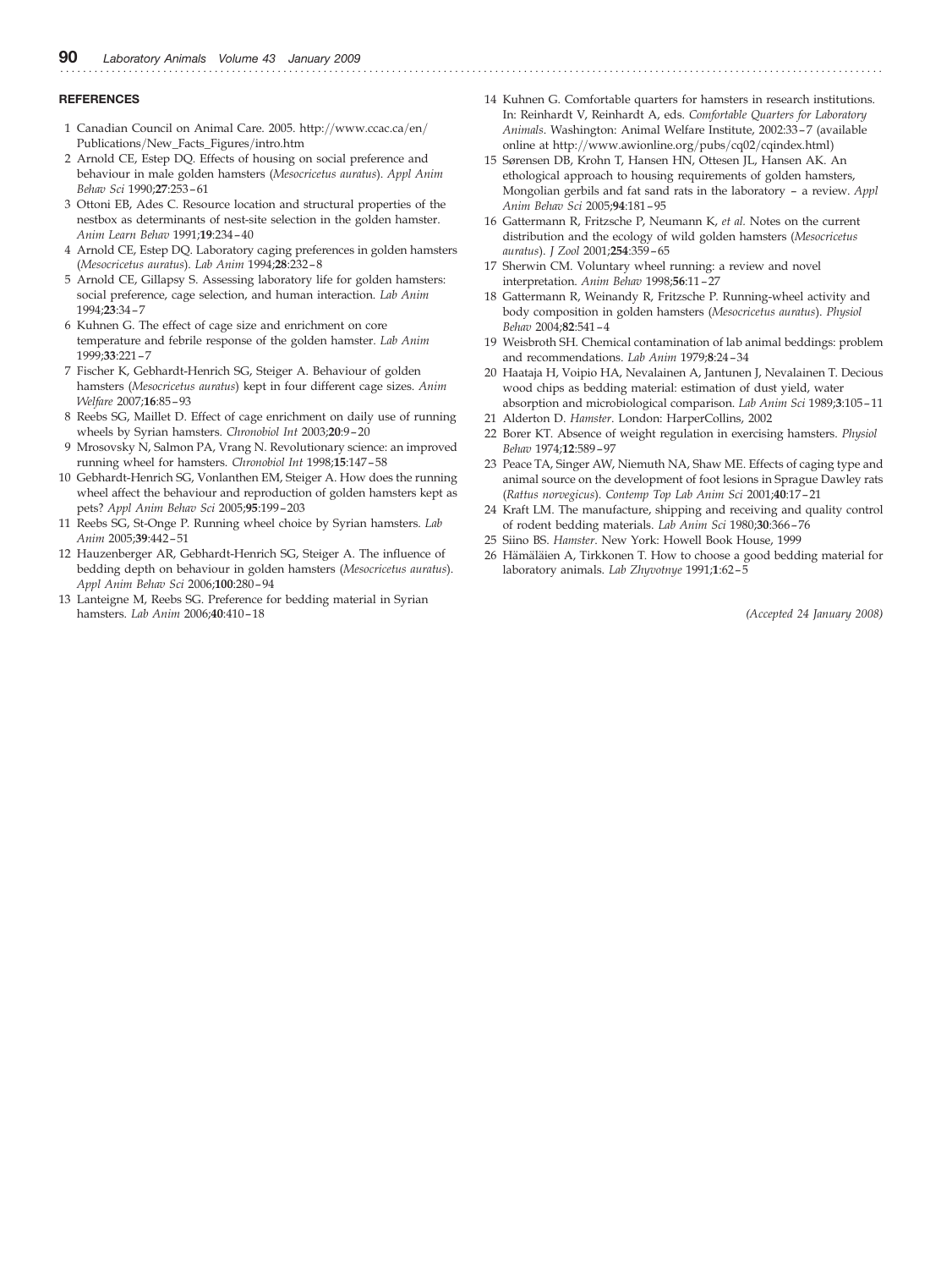## REFERENCES

1 Canadian Council on Animal Care. 2005. http://www.ccac.ca/en/Publications/New_Facts_Figures/intro.htm

2 Arnold CE, Estep DQ. Effects of housing on social preference and behaviour in male golden hamsters (*Mesocricetus auratus*). *Appl Anim Behav Sci* 1990;**27**:253–61

3 Ottoni EB, Ades C. Resource location and structural properties of the nestbox as determinants of nest-site selection in the golden hamster. *Anim Learn Behav* 1991;**19**:234–40

4 Arnold CE, Estep DQ. Laboratory caging preferences in golden hamsters (*Mesocricetus auratus*). *Lab Anim* 1994;**28**:232–8

5 Arnold CE, Gillapsy S. Assessing laboratory life for golden hamsters: social preference, cage selection, and human interaction. *Lab Anim* 1994;**23**:34–7

6 Kuhnen G. The effect of cage size and enrichment on core temperature and febrile response of the golden hamster. *Lab Anim* 1999;**33**:221–7

7 Fischer K, Gebhardt-Henrich SG, Steiger A. Behaviour of golden hamsters (*Mesocricetus auratus*) kept in four different cage sizes. *Anim Welfare* 2007;**16**:85–93

8 Reebs SG, Maillet D. Effect of cage enrichment on daily use of running wheels by Syrian hamsters. *Chronobiol Int* 2003;**20**:9–20

9 Mrosovsky N, Salmon PA, Vrang N. Revolutionary science: an improved running wheel for hamsters. *Chronobiol Int* 1998;**15**:147–58

10 Gebhardt-Henrich SG, Vonlanthen EM, Steiger A. How does the running wheel affect the behaviour and reproduction of golden hamsters kept as pets? *Appl Anim Behav Sci* 2005;**95**:199–203

11 Reebs SG, St-Onge P. Running wheel choice by Syrian hamsters. *Lab Anim* 2005;**39**:442–51

12 Hauzenberger AR, Gebhardt-Henrich SG, Steiger A. The influence of bedding depth on behaviour in golden hamsters (*Mesocricetus auratus*). *Appl Anim Behav Sci* 2006;**100**:280–94

13 Lanteigne M, Reebs SG. Preference for bedding material in Syrian hamsters. *Lab Anim* 2006;**40**:410–18

14 Kuhnen G. Comfortable quarters for hamsters in research institutions. In: Reinhardt V, Reinhardt A, eds. *Comfortable Quarters for Laboratory Animals*. Washington: Animal Welfare Institute, 2002:33–7 (available online at http://www.awionline.org/pubs/cq02/cqindex.html)

15 Sørensen DB, Krohn T, Hansen HN, Ottesen JL, Hansen AK. An ethological approach to housing requirements of golden hamsters, Mongolian gerbils and fat sand rats in the laboratory – a review. *Appl Anim Behav Sci* 2005;**94**:181–95

16 Gattermann R, Fritzsche P, Neumann K, *et al.* Notes on the current distribution and the ecology of wild golden hamsters (*Mesocricetus auratus*). *J Zool* 2001;**254**:359–65

17 Sherwin CM. Voluntary wheel running: a review and novel interpretation. *Anim Behav* 1998;**56**:11–27

18 Gattermann R, Weinandy R, Fritzsche P. Running-wheel activity and body composition in golden hamsters (*Mesocricetus auratus*). *Physiol Behav* 2004;**82**:541–4

19 Weisbroth SH. Chemical contamination of lab animal beddings: problem and recommendations. *Lab Anim* 1979;**8**:24–34

20 Haataja H, Voipio HA, Nevalainen A, Jantunen J, Nevalainen T. Decious wood chips as bedding material: estimation of dust yield, water absorption and microbiological comparison. *Lab Anim Sci* 1989;**3**:105–11

21 Alderton D. *Hamster*. London: HarperCollins, 2002

22 Borer KT. Absence of weight regulation in exercising hamsters. *Physiol Behav* 1974;**12**:589–97

23 Peace TA, Singer AW, Niemuth NA, Shaw ME. Effects of caging type and animal source on the development of foot lesions in Sprague Dawley rats (*Rattus norvegicus*). *Contemp Top Lab Anim Sci* 2001;**40**:17–21

24 Kraft LM. The manufacture, shipping and receiving and quality control of rodent bedding materials. *Lab Anim Sci* 1980;**30**:366–76

25 Siino BS. *Hamster*. New York: Howell Book House, 1999

26 Hämäläien A, Tirkkonen T. How to choose a good bedding material for laboratory animals. *Lab Zhyvotnye* 1991;**1**:62–5

*(Accepted 24 January 2008)*